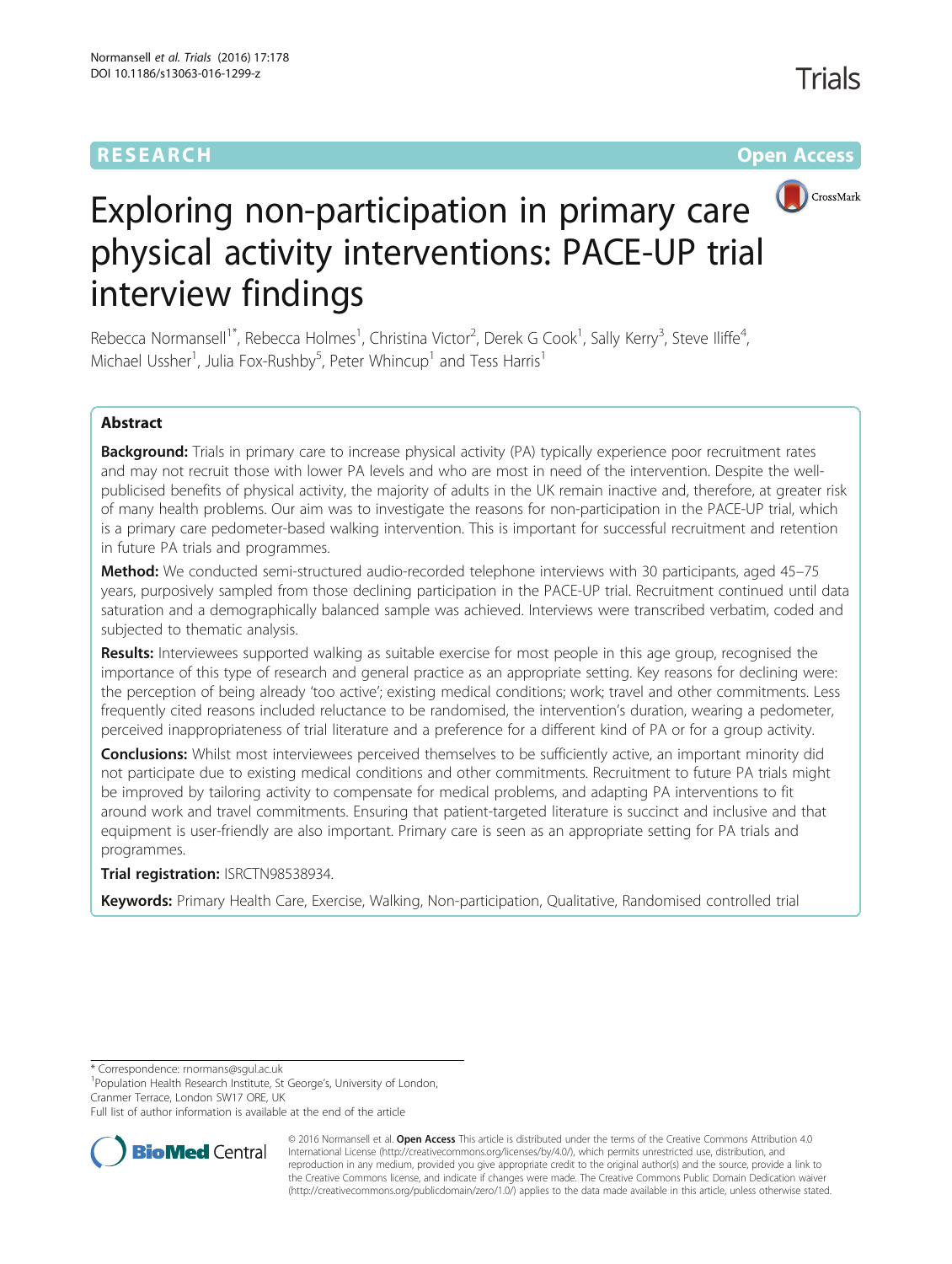RESEARCH Open Access

# Exploring non-participation in primary care physical activity interventions: PACE-UP trial interview findings

Rebecca Normansell[1*], Rebecca Holmes[1], Christina Victor[2], Derek G Cook[1], Sally Kerry[3], Steve Iliffe[4], Michael Ussher[1], Julia Fox-Rushby[5], Peter Whincup[1] and Tess Harris[1]

## Abstract

**Background:** Trials in primary care to increase physical activity (PA) typically experience poor recruitment rates and may not recruit those with lower PA levels and who are most in need of the intervention. Despite the well-publicised benefits of physical activity, the majority of adults in the UK remain inactive and, therefore, at greater risk of many health problems. Our aim was to investigate the reasons for non-participation in the PACE-UP trial, which is a primary care pedometer-based walking intervention. This is important for successful recruitment and retention in future PA trials and programmes.

**Method:** We conducted semi-structured audio-recorded telephone interviews with 30 participants, aged 45–75 years, purposively sampled from those declining participation in the PACE-UP trial. Recruitment continued until data saturation and a demographically balanced sample was achieved. Interviews were transcribed verbatim, coded and subjected to thematic analysis.

**Results:** Interviewees supported walking as suitable exercise for most people in this age group, recognised the importance of this type of research and general practice as an appropriate setting. Key reasons for declining were: the perception of being already 'too active'; existing medical conditions; work; travel and other commitments. Less frequently cited reasons included reluctance to be randomised, the intervention's duration, wearing a pedometer, perceived inappropriateness of trial literature and a preference for a different kind of PA or for a group activity.

**Conclusions:** Whilst most interviewees perceived themselves to be sufficiently active, an important minority did not participate due to existing medical conditions and other commitments. Recruitment to future PA trials might be improved by tailoring activity to compensate for medical problems, and adapting PA interventions to fit around work and travel commitments. Ensuring that patient-targeted literature is succinct and inclusive and that equipment is user-friendly are also important. Primary care is seen as an appropriate setting for PA trials and programmes.

**Trial registration:** ISRCTN98538934.

**Keywords:** Primary Health Care, Exercise, Walking, Non-participation, Qualitative, Randomised controlled trial

* Correspondence: rnormans@sgul.ac.uk
[1]Population Health Research Institute, St George's, University of London, Cranmer Terrace, London SW17 ORE, UK
Full list of author information is available at the end of the article

© 2016 Normansell et al. **Open Access** This article is distributed under the terms of the Creative Commons Attribution 4.0 International License (http://creativecommons.org/licenses/by/4.0/), which permits unrestricted use, distribution, and reproduction in any medium, provided you give appropriate credit to the original author(s) and the source, provide a link to the Creative Commons license, and indicate if changes were made. The Creative Commons Public Domain Dedication waiver (http://creativecommons.org/publicdomain/zero/1.0/) applies to the data made available in this article, unless otherwise stated.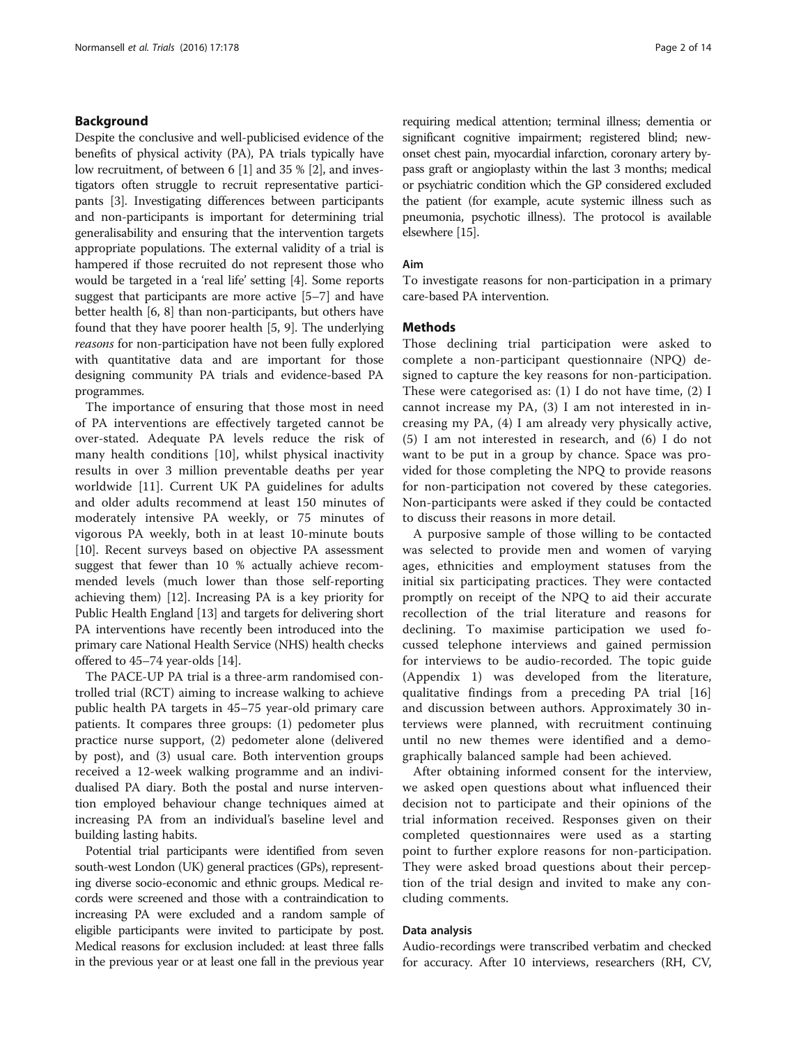## Background

Despite the conclusive and well-publicised evidence of the benefits of physical activity (PA), PA trials typically have low recruitment, of between 6 [1] and 35 % [2], and investigators often struggle to recruit representative participants [3]. Investigating differences between participants and non-participants is important for determining trial generalisability and ensuring that the intervention targets appropriate populations. The external validity of a trial is hampered if those recruited do not represent those who would be targeted in a 'real life' setting [4]. Some reports suggest that participants are more active [5–7] and have better health [6, 8] than non-participants, but others have found that they have poorer health [5, 9]. The underlying *reasons* for non-participation have not been fully explored with quantitative data and are important for those designing community PA trials and evidence-based PA programmes.

The importance of ensuring that those most in need of PA interventions are effectively targeted cannot be over-stated. Adequate PA levels reduce the risk of many health conditions [10], whilst physical inactivity results in over 3 million preventable deaths per year worldwide [11]. Current UK PA guidelines for adults and older adults recommend at least 150 minutes of moderately intensive PA weekly, or 75 minutes of vigorous PA weekly, both in at least 10-minute bouts [10]. Recent surveys based on objective PA assessment suggest that fewer than 10 % actually achieve recommended levels (much lower than those self-reporting achieving them) [12]. Increasing PA is a key priority for Public Health England [13] and targets for delivering short PA interventions have recently been introduced into the primary care National Health Service (NHS) health checks offered to 45–74 year-olds [14].

The PACE-UP PA trial is a three-arm randomised controlled trial (RCT) aiming to increase walking to achieve public health PA targets in 45–75 year-old primary care patients. It compares three groups: (1) pedometer plus practice nurse support, (2) pedometer alone (delivered by post), and (3) usual care. Both intervention groups received a 12-week walking programme and an individualised PA diary. Both the postal and nurse intervention employed behaviour change techniques aimed at increasing PA from an individual's baseline level and building lasting habits.

Potential trial participants were identified from seven south-west London (UK) general practices (GPs), representing diverse socio-economic and ethnic groups. Medical records were screened and those with a contraindication to increasing PA were excluded and a random sample of eligible participants were invited to participate by post. Medical reasons for exclusion included: at least three falls in the previous year or at least one fall in the previous year requiring medical attention; terminal illness; dementia or significant cognitive impairment; registered blind; new-onset chest pain, myocardial infarction, coronary artery bypass graft or angioplasty within the last 3 months; medical or psychiatric condition which the GP considered excluded the patient (for example, acute systemic illness such as pneumonia, psychotic illness). The protocol is available elsewhere [15].

### Aim

To investigate reasons for non-participation in a primary care-based PA intervention.

## Methods

Those declining trial participation were asked to complete a non-participant questionnaire (NPQ) designed to capture the key reasons for non-participation. These were categorised as: (1) I do not have time, (2) I cannot increase my PA, (3) I am not interested in increasing my PA, (4) I am already very physically active, (5) I am not interested in research, and (6) I do not want to be put in a group by chance. Space was provided for those completing the NPQ to provide reasons for non-participation not covered by these categories. Non-participants were asked if they could be contacted to discuss their reasons in more detail.

A purposive sample of those willing to be contacted was selected to provide men and women of varying ages, ethnicities and employment statuses from the initial six participating practices. They were contacted promptly on receipt of the NPQ to aid their accurate recollection of the trial literature and reasons for declining. To maximise participation we used focussed telephone interviews and gained permission for interviews to be audio-recorded. The topic guide (Appendix 1) was developed from the literature, qualitative findings from a preceding PA trial [16] and discussion between authors. Approximately 30 interviews were planned, with recruitment continuing until no new themes were identified and a demographically balanced sample had been achieved.

After obtaining informed consent for the interview, we asked open questions about what influenced their decision not to participate and their opinions of the trial information received. Responses given on their completed questionnaires were used as a starting point to further explore reasons for non-participation. They were asked broad questions about their perception of the trial design and invited to make any concluding comments.

### Data analysis

Audio-recordings were transcribed verbatim and checked for accuracy. After 10 interviews, researchers (RH, CV,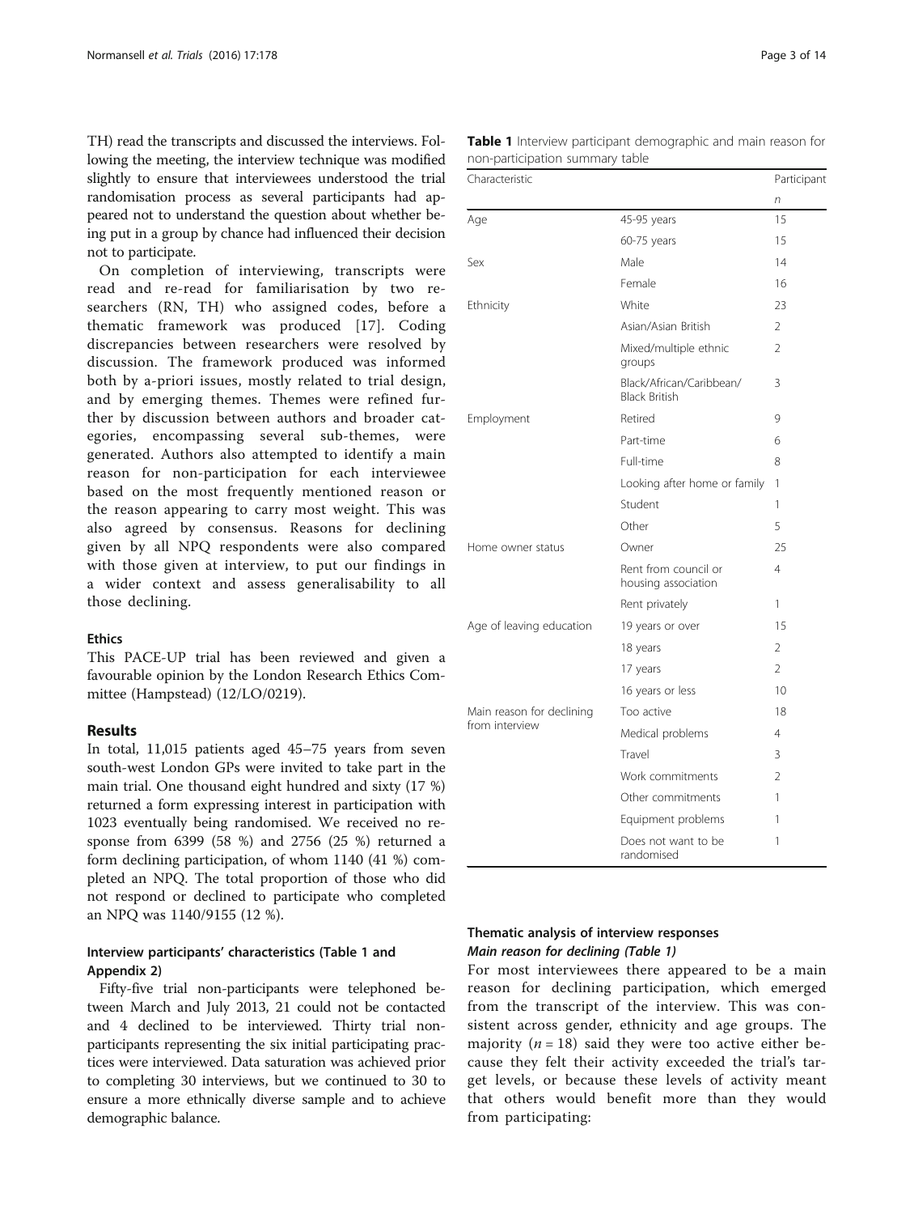TH) read the transcripts and discussed the interviews. Following the meeting, the interview technique was modified slightly to ensure that interviewees understood the trial randomisation process as several participants had appeared not to understand the question about whether being put in a group by chance had influenced their decision not to participate.

On completion of interviewing, transcripts were read and re-read for familiarisation by two researchers (RN, TH) who assigned codes, before a thematic framework was produced [17]. Coding discrepancies between researchers were resolved by discussion. The framework produced was informed both by a-priori issues, mostly related to trial design, and by emerging themes. Themes were refined further by discussion between authors and broader categories, encompassing several sub-themes, were generated. Authors also attempted to identify a main reason for non-participation for each interviewee based on the most frequently mentioned reason or the reason appearing to carry most weight. This was also agreed by consensus. Reasons for declining given by all NPQ respondents were also compared with those given at interview, to put our findings in a wider context and assess generalisability to all those declining.

### Ethics

This PACE-UP trial has been reviewed and given a favourable opinion by the London Research Ethics Committee (Hampstead) (12/LO/0219).

## Results

In total, 11,015 patients aged 45–75 years from seven south-west London GPs were invited to take part in the main trial. One thousand eight hundred and sixty (17 %) returned a form expressing interest in participation with 1023 eventually being randomised. We received no response from 6399 (58 %) and 2756 (25 %) returned a form declining participation, of whom 1140 (41 %) completed an NPQ. The total proportion of those who did not respond or declined to participate who completed an NPQ was 1140/9155 (12 %).

### Interview participants' characteristics (Table 1 and Appendix 2)

Fifty-five trial non-participants were telephoned between March and July 2013, 21 could not be contacted and 4 declined to be interviewed. Thirty trial non-participants representing the six initial participating practices were interviewed. Data saturation was achieved prior to completing 30 interviews, but we continued to 30 to ensure a more ethnically diverse sample and to achieve demographic balance.

**Table 1** Interview participant demographic and main reason for non-participation summary table

| Characteristic | | Participant *n* |
|---|---|---|
| Age | 45-95 years | 15 |
| | 60-75 years | 15 |
| Sex | Male | 14 |
| | Female | 16 |
| Ethnicity | White | 23 |
| | Asian/Asian British | 2 |
| | Mixed/multiple ethnic groups | 2 |
| | Black/African/Caribbean/Black British | 3 |
| Employment | Retired | 9 |
| | Part-time | 6 |
| | Full-time | 8 |
| | Looking after home or family | 1 |
| | Student | 1 |
| | Other | 5 |
| Home owner status | Owner | 25 |
| | Rent from council or housing association | 4 |
| | Rent privately | 1 |
| Age of leaving education | 19 years or over | 15 |
| | 18 years | 2 |
| | 17 years | 2 |
| | 16 years or less | 10 |
| Main reason for declining from interview | Too active | 18 |
| | Medical problems | 4 |
| | Travel | 3 |
| | Work commitments | 2 |
| | Other commitments | 1 |
| | Equipment problems | 1 |
| | Does not want to be randomised | 1 |

### Thematic analysis of interview responses

#### *Main reason for declining (Table 1)*

For most interviewees there appeared to be a main reason for declining participation, which emerged from the transcript of the interview. This was consistent across gender, ethnicity and age groups. The majority ($n = 18$) said they were too active either because they felt their activity exceeded the trial's target levels, or because these levels of activity meant that others would benefit more than they would from participating: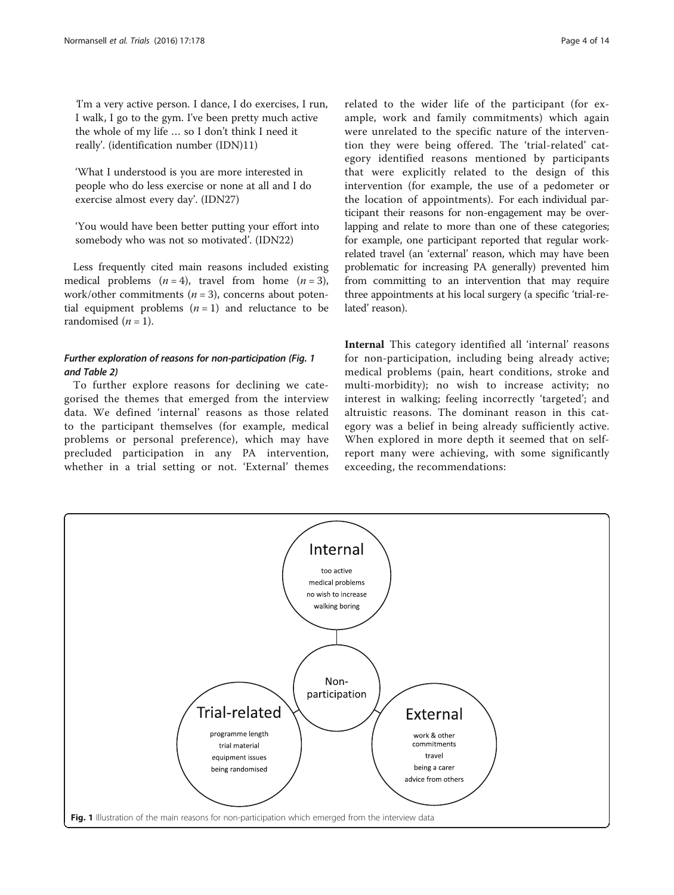'I'm a very active person. I dance, I do exercises, I run, I walk, I go to the gym. I've been pretty much active the whole of my life … so I don't think I need it really'. (identification number (IDN)11)

'What I understood is you are more interested in people who do less exercise or none at all and I do exercise almost every day'. (IDN27)

'You would have been better putting your effort into somebody who was not so motivated'. (IDN22)

Less frequently cited main reasons included existing medical problems ($n = 4$), travel from home ($n = 3$), work/other commitments ($n = 3$), concerns about potential equipment problems ($n = 1$) and reluctance to be randomised ($n = 1$).

### *Further exploration of reasons for non-participation (Fig. 1 and Table 2)*

To further explore reasons for declining we categorised the themes that emerged from the interview data. We defined 'internal' reasons as those related to the participant themselves (for example, medical problems or personal preference), which may have precluded participation in any PA intervention, whether in a trial setting or not. 'External' themes related to the wider life of the participant (for example, work and family commitments) which again were unrelated to the specific nature of the intervention they were being offered. The 'trial-related' category identified reasons mentioned by participants that were explicitly related to the design of this intervention (for example, the use of a pedometer or the location of appointments). For each individual participant their reasons for non-engagement may be overlapping and relate to more than one of these categories; for example, one participant reported that regular work-related travel (an 'external' reason, which may have been problematic for increasing PA generally) prevented him from committing to an intervention that may require three appointments at his local surgery (a specific 'trial-related' reason).

**Internal** This category identified all 'internal' reasons for non-participation, including being already active; medical problems (pain, heart conditions, stroke and multi-morbidity); no wish to increase activity; no interest in walking; feeling incorrectly 'targeted'; and altruistic reasons. The dominant reason in this category was a belief in being already sufficiently active. When explored in more depth it seemed that on self-report many were achieving, with some significantly exceeding, the recommendations:

Internal: too active; medical problems; no wish to increase; walking boring

Non-participation

Trial-related: programme length; trial material; equipment issues; being randomised

External: work & other commitments; travel; being a carer; advice from others

**Fig. 1** Illustration of the main reasons for non-participation which emerged from the interview data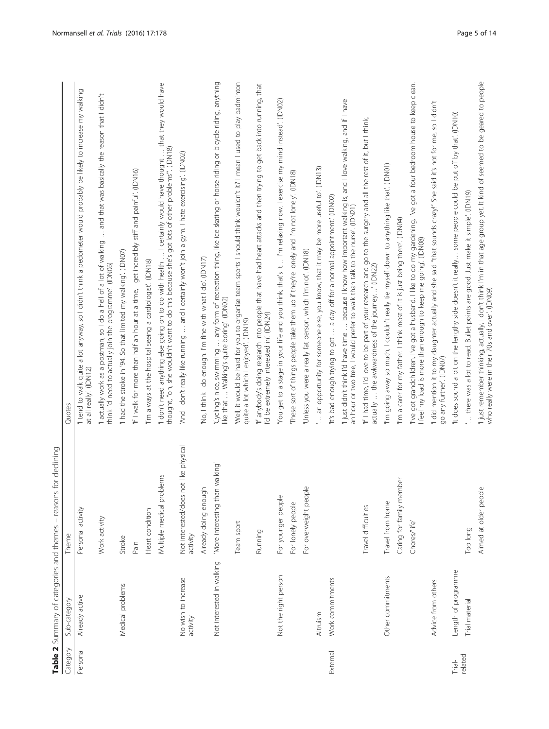**Table 2** Summary of categories and themes – reasons for declining

| Category | Sub-category | Theme | Quotes |
|---|---|---|---|
| Personal | Already active | Personal activity | 'I tend to walk quite a lot anyway, so I didn't think a pedometer would probably be likely to increase my walking at all really'. (IDN12) |
| | | Work activity | 'I actually work as a postman, so I do a hell of a lot of walking … and that was basically the reason that I didn't think I'd need to actually join the programme'. (IDN06) |
| | Medical problems | Stroke | 'I had the stroke in '94. So that limited my walking'. (IDN07) |
| | | Pain | 'If I walk for more than half an hour at a time, I get incredibly stiff and painful'. (IDN16) |
| | | Heart condition | 'I'm always at the hospital seeing a cardiologist'. (IDN18) |
| | | Multiple medical problems | 'I don't need anything else going on to do with health … I certainly would have thought … that they would have thought, "oh, she wouldn't want to do this because she's got lots of other problems"'. (IDN18) |
| | No wish to increase activity | Not interested/does not like physical activity | 'And I don't really like running … and I certainly won't join a gym. I hate exercising'. (IDN02) |
| | | Already doing enough | 'No, I think I do enough. I'm fine with what I do'. (IDN17) |
| | Not interested in walking | 'More interesting than walking' | 'Cycling's nice, swimming … any form of recreation thing, like ice skating or horse riding or bicycle riding, anything like that … Walking's quite boring'. (IDN02) |
| | | Team sport | 'Well, it would be hard for you to organise team sports I should think wouldn't it? I mean I used to play badminton quite a lot which I enjoyed'. (IDN19) |
| | | Running | 'If anybody's doing research into people that have had heart attacks and then trying to get back into running, that I'd be extremely interested in'. (IDN24) |
| | Not the right person | For younger people | 'You get to a stage in your life and you think, that's it… I'm relaxing now. I exercise my mind instead'. (IDN02) |
| | | For lonely people | 'These sort of things people take them up if they're lonely and I'm not lonely'. (IDN18) |
| | | For overweight people | 'Unless you were a really fat person, which I'm not'. (IDN18) |
| | Altruism | | '… an opportunity for someone else, you know, that it may be more useful to'. (IDN13) |
| External | Work commitments | | 'It's bad enough trying to get … a day off for a normal appointment'. (IDN02) |
| | | | 'I just didn't think I'd have time … because I know how important walking is, and I love walking, and if I have an hour or two free, I would prefer to walk than talk to the nurse'. (IDN21) |
| | | Travel difficulties | 'If I had time, I'd love to be part of your research and go to the surgery and all the rest of it, but I think, actually … the awkwardness of the journey…' (IDN22) |
| | Other commitments | Travel from home | 'I'm going away so much, I couldn't really tie myself down to anything like that'. (IDN01) |
| | | Caring for family member | 'I'm a carer for my father. I think most of it is just being there'. (IDN04) |
| | | Chores/'life' | 'I've got grandchildren. I've got a husband. I like to do my gardening. I've got a four bedroom house to keep clean. I feel my load is more than enough to keep me going'. (IDN08) |
| | Advice from others | | 'I did mention it to my daughter actually and she said "that sounds crazy!" She said it's not for me, so I didn't go any further'. (IDN07) |
| Trial-related | Length of programme | | 'It does sound a bit on the lengthy side doesn't it really… some people could be put off by that'. (IDN10) |
| | Trial material | Too long | '… there was a lot to read. Bullet points are good. Just make it simple'. (IDN19) |
| | | Aimed at older people | 'I just remember thinking, actually, I don't think I'm in that age group yet. It kind of seemed to be geared to people who really were in their 70s and over'. (IDN09) |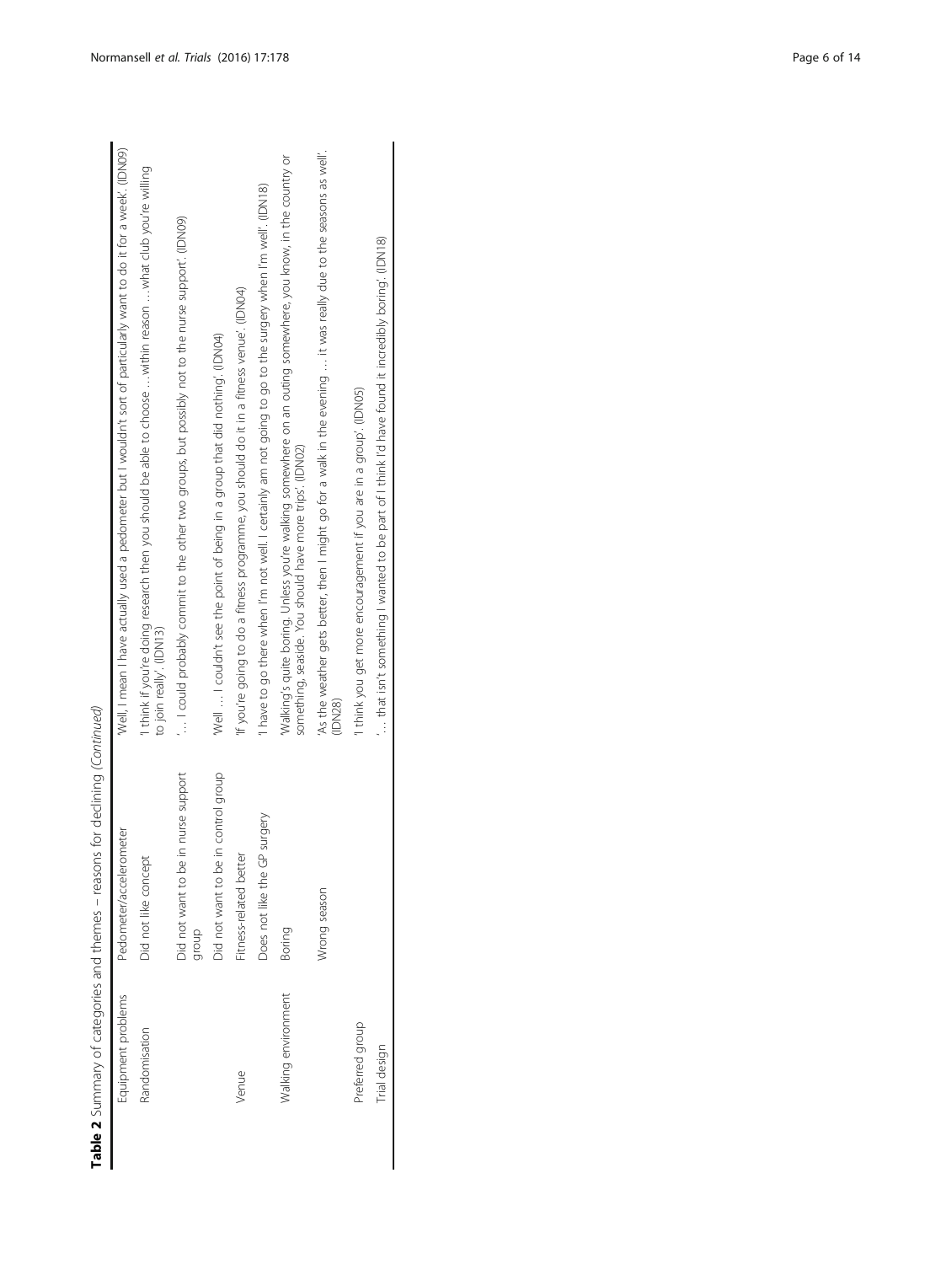**Table 2** Summary of categories and themes – reasons for declining (Continued)

| | | |
|---|---|---|
| Equipment problems | Pedometer/accelerometer | 'Well, I mean I have actually used a pedometer but I wouldn't sort of particularly want to do it for a week'. (IDN09) |
| Randomisation | Did not like concept | 'I think if you're doing research then you should be able to choose …within reason …what club you're willing to join really'. (IDN13) |
| | Did not want to be in nurse support group | '… I could probably commit to the other two groups, but possibly not to the nurse support'. (IDN09) |
| | Did not want to be in control group | 'Well … I couldn't see the point of being in a group that did nothing'. (IDN04) |
| Venue | Fitness-related better | 'If you're going to do a fitness programme, you should do it in a fitness venue'. (IDN04) |
| | Does not like the GP surgery | 'I have to go there when I'm not well. I certainly am not going to go to the surgery when I'm well'. (IDN18) |
| Walking environment | Boring | 'Walking's quite boring. Unless you're walking somewhere on an outing somewhere, you know, in the country or something, seaside. You should have more trips'. (IDN02) |
| | Wrong season | 'As the weather gets better, then I might go for a walk in the evening … it was really due to the seasons as well'. (IDN28) |
| Preferred group | | 'I think you get more encouragement if you are in a group'. (IDN05) |
| Trial design | | '… that isn't something I wanted to be part of I think I'd have found it incredibly boring'. (IDN18) |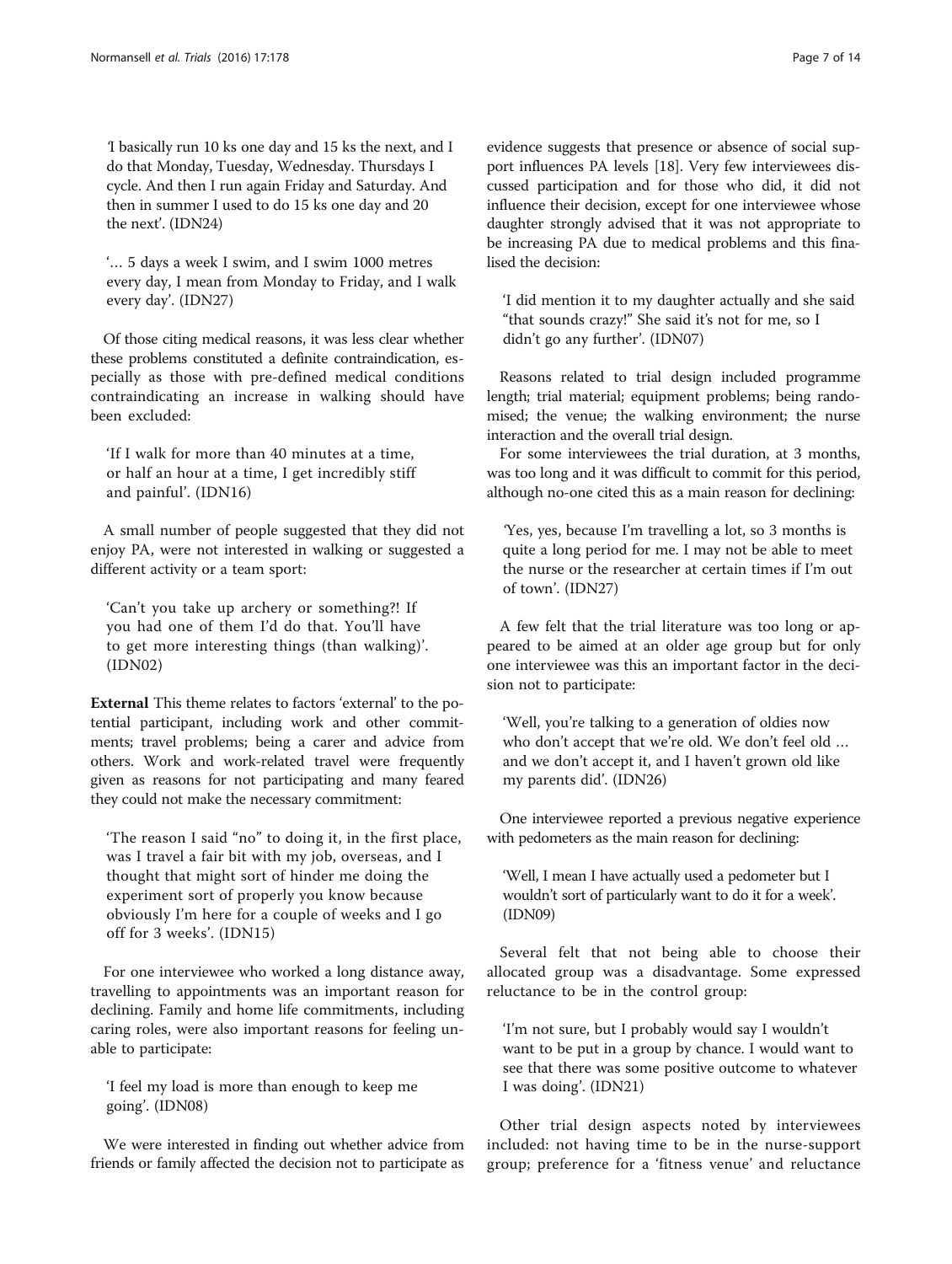'I basically run 10 ks one day and 15 ks the next, and I do that Monday, Tuesday, Wednesday. Thursdays I cycle. And then I run again Friday and Saturday. And then in summer I used to do 15 ks one day and 20 the next'. (IDN24)

'… 5 days a week I swim, and I swim 1000 metres every day, I mean from Monday to Friday, and I walk every day'. (IDN27)

Of those citing medical reasons, it was less clear whether these problems constituted a definite contraindication, especially as those with pre-defined medical conditions contraindicating an increase in walking should have been excluded:

'If I walk for more than 40 minutes at a time, or half an hour at a time, I get incredibly stiff and painful'. (IDN16)

A small number of people suggested that they did not enjoy PA, were not interested in walking or suggested a different activity or a team sport:

'Can't you take up archery or something?! If you had one of them I'd do that. You'll have to get more interesting things (than walking)'. (IDN02)

**External** This theme relates to factors 'external' to the potential participant, including work and other commitments; travel problems; being a carer and advice from others. Work and work-related travel were frequently given as reasons for not participating and many feared they could not make the necessary commitment:

'The reason I said "no" to doing it, in the first place, was I travel a fair bit with my job, overseas, and I thought that might sort of hinder me doing the experiment sort of properly you know because obviously I'm here for a couple of weeks and I go off for 3 weeks'. (IDN15)

For one interviewee who worked a long distance away, travelling to appointments was an important reason for declining. Family and home life commitments, including caring roles, were also important reasons for feeling unable to participate:

'I feel my load is more than enough to keep me going'. (IDN08)

We were interested in finding out whether advice from friends or family affected the decision not to participate as evidence suggests that presence or absence of social support influences PA levels [18]. Very few interviewees discussed participation and for those who did, it did not influence their decision, except for one interviewee whose daughter strongly advised that it was not appropriate to be increasing PA due to medical problems and this finalised the decision:

'I did mention it to my daughter actually and she said "that sounds crazy!" She said it's not for me, so I didn't go any further'. (IDN07)

Reasons related to trial design included programme length; trial material; equipment problems; being randomised; the venue; the walking environment; the nurse interaction and the overall trial design.

For some interviewees the trial duration, at 3 months, was too long and it was difficult to commit for this period, although no-one cited this as a main reason for declining:

'Yes, yes, because I'm travelling a lot, so 3 months is quite a long period for me. I may not be able to meet the nurse or the researcher at certain times if I'm out of town'. (IDN27)

A few felt that the trial literature was too long or appeared to be aimed at an older age group but for only one interviewee was this an important factor in the decision not to participate:

'Well, you're talking to a generation of oldies now who don't accept that we're old. We don't feel old … and we don't accept it, and I haven't grown old like my parents did'. (IDN26)

One interviewee reported a previous negative experience with pedometers as the main reason for declining:

'Well, I mean I have actually used a pedometer but I wouldn't sort of particularly want to do it for a week'. (IDN09)

Several felt that not being able to choose their allocated group was a disadvantage. Some expressed reluctance to be in the control group:

'I'm not sure, but I probably would say I wouldn't want to be put in a group by chance. I would want to see that there was some positive outcome to whatever I was doing'. (IDN21)

Other trial design aspects noted by interviewees included: not having time to be in the nurse-support group; preference for a 'fitness venue' and reluctance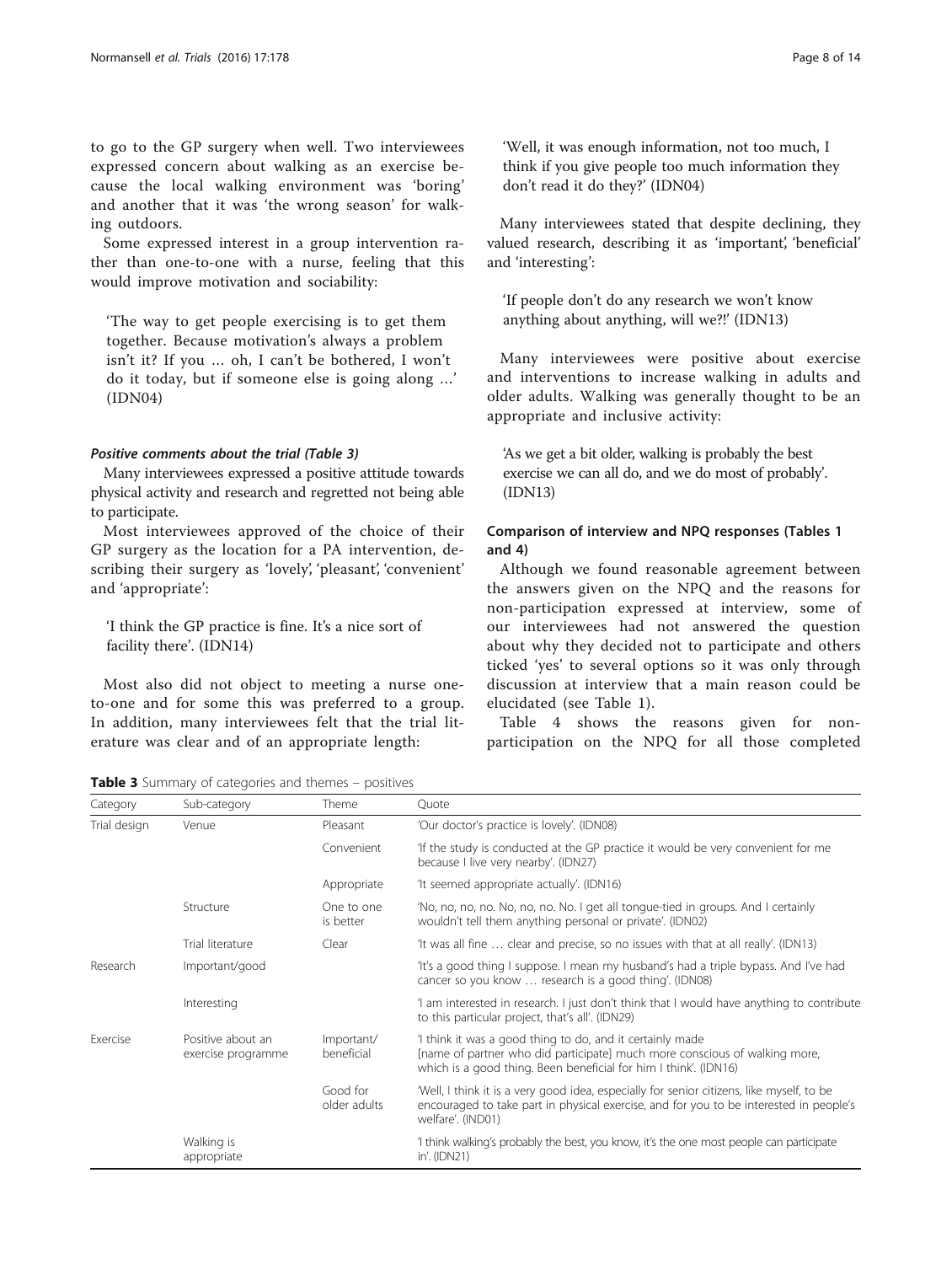to go to the GP surgery when well. Two interviewees expressed concern about walking as an exercise because the local walking environment was 'boring' and another that it was 'the wrong season' for walking outdoors.

Some expressed interest in a group intervention rather than one-to-one with a nurse, feeling that this would improve motivation and sociability:

> 'The way to get people exercising is to get them together. Because motivation's always a problem isn't it? If you … oh, I can't be bothered, I won't do it today, but if someone else is going along …' (IDN04)

#### *Positive comments about the trial (Table 3)*

Many interviewees expressed a positive attitude towards physical activity and research and regretted not being able to participate.

Most interviewees approved of the choice of their GP surgery as the location for a PA intervention, describing their surgery as 'lovely', 'pleasant', 'convenient' and 'appropriate':

> 'I think the GP practice is fine. It's a nice sort of facility there'. (IDN14)

Most also did not object to meeting a nurse one-to-one and for some this was preferred to a group. In addition, many interviewees felt that the trial literature was clear and of an appropriate length:

> 'Well, it was enough information, not too much, I think if you give people too much information they don't read it do they?' (IDN04)

Many interviewees stated that despite declining, they valued research, describing it as 'important', 'beneficial' and 'interesting':

> 'If people don't do any research we won't know anything about anything, will we?!' (IDN13)

Many interviewees were positive about exercise and interventions to increase walking in adults and older adults. Walking was generally thought to be an appropriate and inclusive activity:

> 'As we get a bit older, walking is probably the best exercise we can all do, and we do most of probably'. (IDN13)

### Comparison of interview and NPQ responses (Tables 1 and 4)

Although we found reasonable agreement between the answers given on the NPQ and the reasons for non-participation expressed at interview, some of our interviewees had not answered the question about why they decided not to participate and others ticked 'yes' to several options so it was only through discussion at interview that a main reason could be elucidated (see Table 1).

Table 4 shows the reasons given for non-participation on the NPQ for all those completed

**Table 3** Summary of categories and themes – positives

| Category | Sub-category | Theme | Quote |
|---|---|---|---|
| Trial design | Venue | Pleasant | 'Our doctor's practice is lovely'. (IDN08) |
| | | Convenient | 'If the study is conducted at the GP practice it would be very convenient for me because I live very nearby'. (IDN27) |
| | | Appropriate | 'It seemed appropriate actually'. (IDN16) |
| | Structure | One to one is better | 'No, no, no, no. No, no, no. No. I get all tongue-tied in groups. And I certainly wouldn't tell them anything personal or private'. (IDN02) |
| | Trial literature | Clear | 'It was all fine … clear and precise, so no issues with that at all really'. (IDN13) |
| Research | Important/good | | 'It's a good thing I suppose. I mean my husband's had a triple bypass. And I've had cancer so you know … research is a good thing'. (IDN08) |
| | Interesting | | 'I am interested in research. I just don't think that I would have anything to contribute to this particular project, that's all'. (IDN29) |
| Exercise | Positive about an exercise programme | Important/ beneficial | 'I think it was a good thing to do, and it certainly made [name of partner who did participate] much more conscious of walking more, which is a good thing. Been beneficial for him I think'. (IDN16) |
| | | Good for older adults | 'Well, I think it is a very good idea, especially for senior citizens, like myself, to be encouraged to take part in physical exercise, and for you to be interested in people's welfare'. (IND01) |
| | Walking is appropriate | | 'I think walking's probably the best, you know, it's the one most people can participate in'. (IDN21) |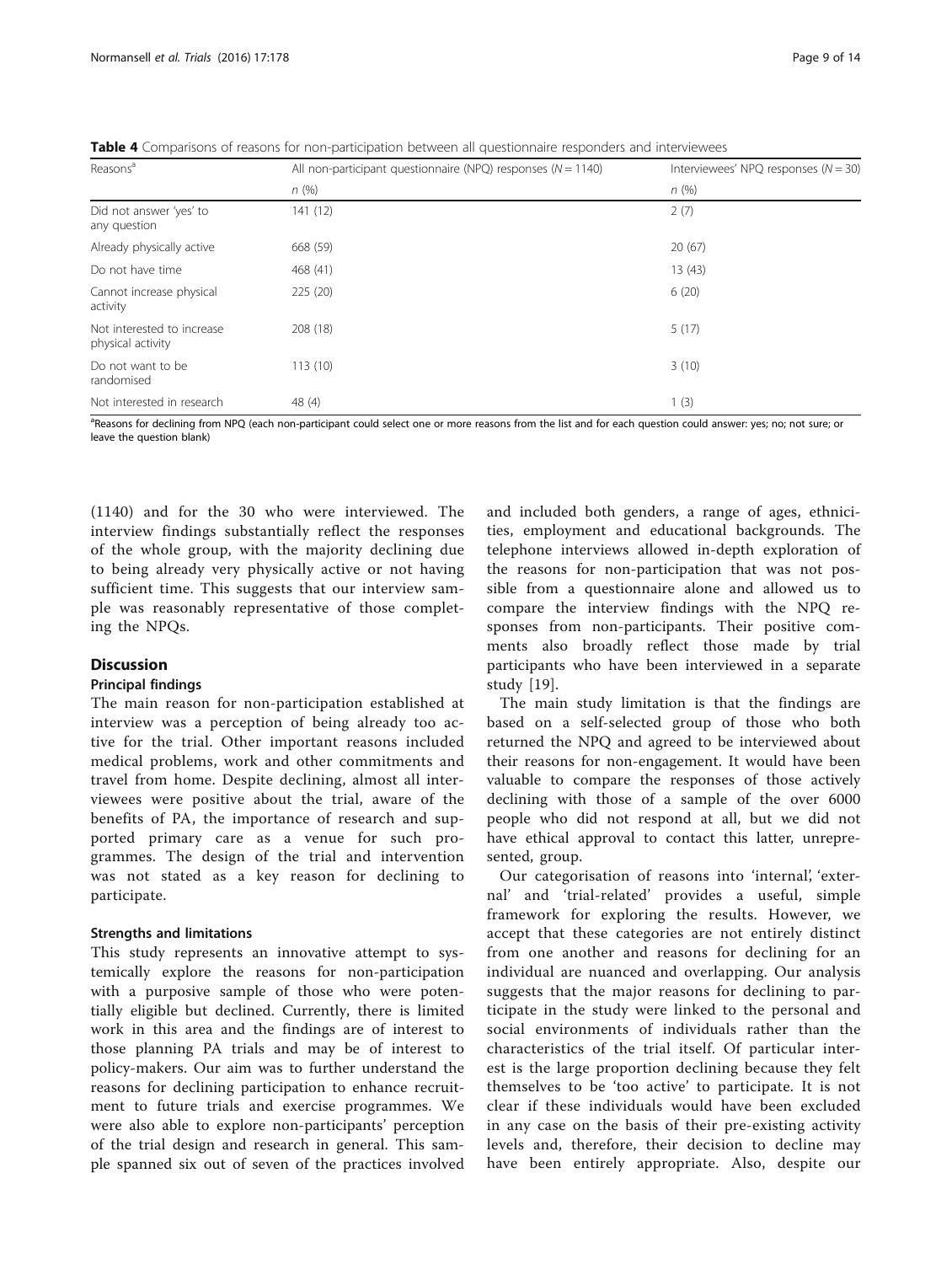**Table 4** Comparisons of reasons for non-participation between all questionnaire responders and interviewees

| Reasons[a] | All non-participant questionnaire (NPQ) responses (*N* = 1140) | Interviewees' NPQ responses (*N* = 30) |
|---|---|---|
| | *n* (%) | *n* (%) |
| Did not answer 'yes' to any question | 141 (12) | 2 (7) |
| Already physically active | 668 (59) | 20 (67) |
| Do not have time | 468 (41) | 13 (43) |
| Cannot increase physical activity | 225 (20) | 6 (20) |
| Not interested to increase physical activity | 208 (18) | 5 (17) |
| Do not want to be randomised | 113 (10) | 3 (10) |
| Not interested in research | 48 (4) | 1 (3) |

[a]Reasons for declining from NPQ (each non-participant could select one or more reasons from the list and for each question could answer: yes; no; not sure; or leave the question blank)

(1140) and for the 30 who were interviewed. The interview findings substantially reflect the responses of the whole group, with the majority declining due to being already very physically active or not having sufficient time. This suggests that our interview sample was reasonably representative of those completing the NPQs.

## Discussion

### Principal findings

The main reason for non-participation established at interview was a perception of being already too active for the trial. Other important reasons included medical problems, work and other commitments and travel from home. Despite declining, almost all interviewees were positive about the trial, aware of the benefits of PA, the importance of research and supported primary care as a venue for such programmes. The design of the trial and intervention was not stated as a key reason for declining to participate.

### Strengths and limitations

This study represents an innovative attempt to systemically explore the reasons for non-participation with a purposive sample of those who were potentially eligible but declined. Currently, there is limited work in this area and the findings are of interest to those planning PA trials and may be of interest to policy-makers. Our aim was to further understand the reasons for declining participation to enhance recruitment to future trials and exercise programmes. We were also able to explore non-participants' perception of the trial design and research in general. This sample spanned six out of seven of the practices involved and included both genders, a range of ages, ethnicities, employment and educational backgrounds. The telephone interviews allowed in-depth exploration of the reasons for non-participation that was not possible from a questionnaire alone and allowed us to compare the interview findings with the NPQ responses from non-participants. Their positive comments also broadly reflect those made by trial participants who have been interviewed in a separate study [19].

The main study limitation is that the findings are based on a self-selected group of those who both returned the NPQ and agreed to be interviewed about their reasons for non-engagement. It would have been valuable to compare the responses of those actively declining with those of a sample of the over 6000 people who did not respond at all, but we did not have ethical approval to contact this latter, unrepresented, group.

Our categorisation of reasons into 'internal', 'external' and 'trial-related' provides a useful, simple framework for exploring the results. However, we accept that these categories are not entirely distinct from one another and reasons for declining for an individual are nuanced and overlapping. Our analysis suggests that the major reasons for declining to participate in the study were linked to the personal and social environments of individuals rather than the characteristics of the trial itself. Of particular interest is the large proportion declining because they felt themselves to be 'too active' to participate. It is not clear if these individuals would have been excluded in any case on the basis of their pre-existing activity levels and, therefore, their decision to decline may have been entirely appropriate. Also, despite our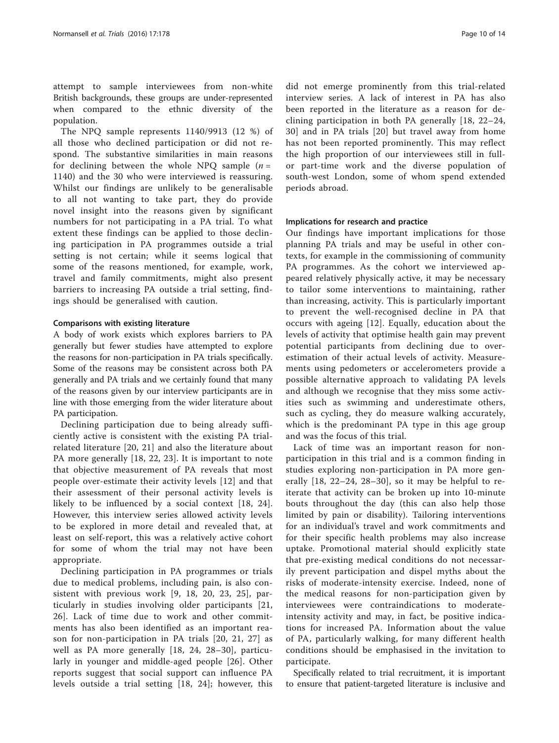attempt to sample interviewees from non-white British backgrounds, these groups are under-represented when compared to the ethnic diversity of the population.

The NPQ sample represents 1140/9913 (12 %) of all those who declined participation or did not respond. The substantive similarities in main reasons for declining between the whole NPQ sample ($n$ = 1140) and the 30 who were interviewed is reassuring. Whilst our findings are unlikely to be generalisable to all not wanting to take part, they do provide novel insight into the reasons given by significant numbers for not participating in a PA trial. To what extent these findings can be applied to those declining participation in PA programmes outside a trial setting is not certain; while it seems logical that some of the reasons mentioned, for example, work, travel and family commitments, might also present barriers to increasing PA outside a trial setting, findings should be generalised with caution.

#### Comparisons with existing literature

A body of work exists which explores barriers to PA generally but fewer studies have attempted to explore the reasons for non-participation in PA trials specifically. Some of the reasons may be consistent across both PA generally and PA trials and we certainly found that many of the reasons given by our interview participants are in line with those emerging from the wider literature about PA participation.

Declining participation due to being already sufficiently active is consistent with the existing PA trial-related literature [20, 21] and also the literature about PA more generally [18, 22, 23]. It is important to note that objective measurement of PA reveals that most people over-estimate their activity levels [12] and that their assessment of their personal activity levels is likely to be influenced by a social context [18, 24]. However, this interview series allowed activity levels to be explored in more detail and revealed that, at least on self-report, this was a relatively active cohort for some of whom the trial may not have been appropriate.

Declining participation in PA programmes or trials due to medical problems, including pain, is also consistent with previous work [9, 18, 20, 23, 25], particularly in studies involving older participants [21, 26]. Lack of time due to work and other commitments has also been identified as an important reason for non-participation in PA trials [20, 21, 27] as well as PA more generally [18, 24, 28–30], particularly in younger and middle-aged people [26]. Other reports suggest that social support can influence PA levels outside a trial setting [18, 24]; however, this did not emerge prominently from this trial-related interview series. A lack of interest in PA has also been reported in the literature as a reason for declining participation in both PA generally [18, 22–24, 30] and in PA trials [20] but travel away from home has not been reported prominently. This may reflect the high proportion of our interviewees still in full- or part-time work and the diverse population of south-west London, some of whom spend extended periods abroad.

#### Implications for research and practice

Our findings have important implications for those planning PA trials and may be useful in other contexts, for example in the commissioning of community PA programmes. As the cohort we interviewed appeared relatively physically active, it may be necessary to tailor some interventions to maintaining, rather than increasing, activity. This is particularly important to prevent the well-recognised decline in PA that occurs with ageing [12]. Equally, education about the levels of activity that optimise health gain may prevent potential participants from declining due to over-estimation of their actual levels of activity. Measurements using pedometers or accelerometers provide a possible alternative approach to validating PA levels and although we recognise that they miss some activities such as swimming and underestimate others, such as cycling, they do measure walking accurately, which is the predominant PA type in this age group and was the focus of this trial.

Lack of time was an important reason for non-participation in this trial and is a common finding in studies exploring non-participation in PA more generally [18, 22–24, 28–30], so it may be helpful to reiterate that activity can be broken up into 10-minute bouts throughout the day (this can also help those limited by pain or disability). Tailoring interventions for an individual's travel and work commitments and for their specific health problems may also increase uptake. Promotional material should explicitly state that pre-existing medical conditions do not necessarily prevent participation and dispel myths about the risks of moderate-intensity exercise. Indeed, none of the medical reasons for non-participation given by interviewees were contraindications to moderate-intensity activity and may, in fact, be positive indications for increased PA. Information about the value of PA, particularly walking, for many different health conditions should be emphasised in the invitation to participate.

Specifically related to trial recruitment, it is important to ensure that patient-targeted literature is inclusive and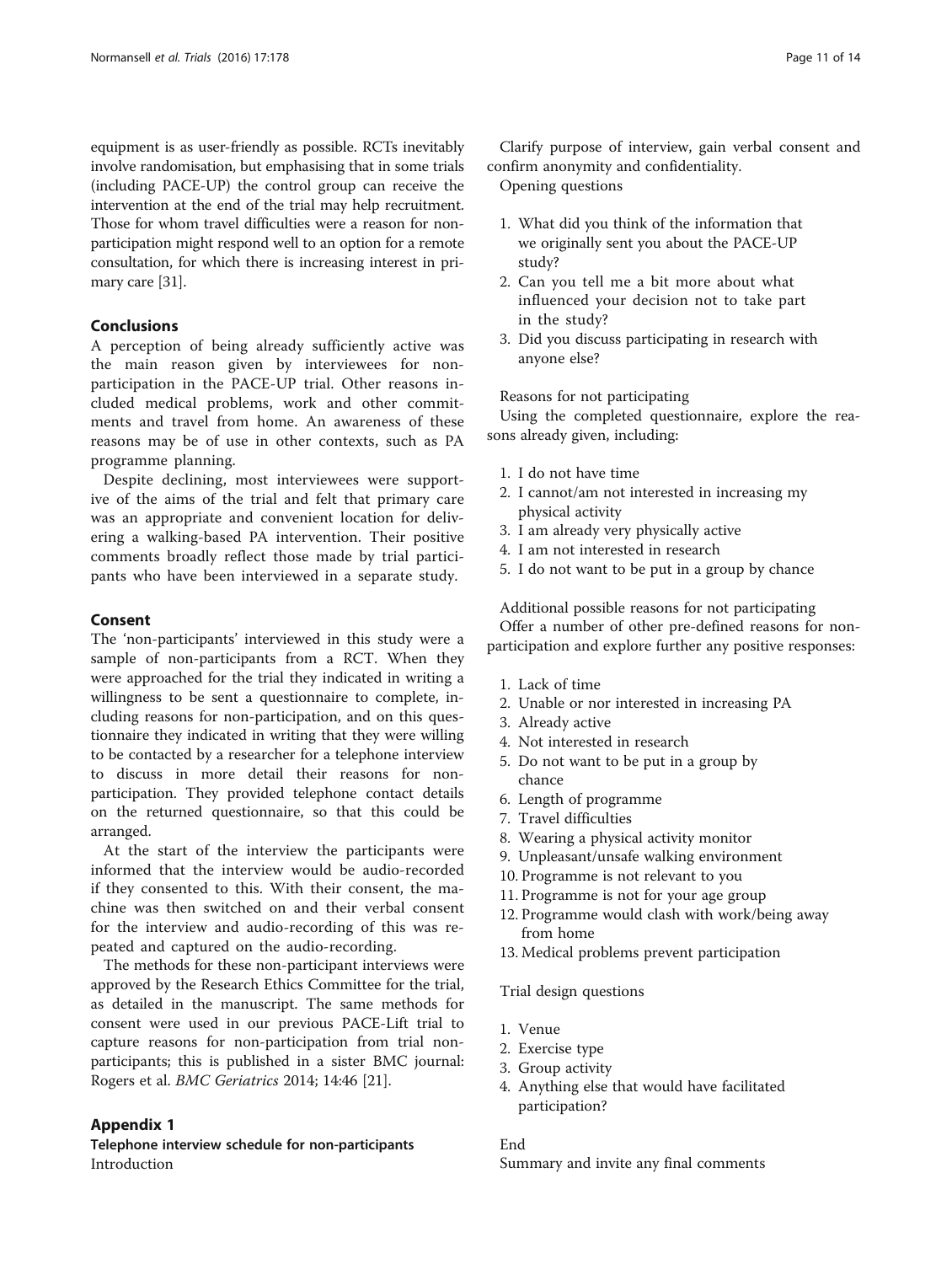equipment is as user-friendly as possible. RCTs inevitably involve randomisation, but emphasising that in some trials (including PACE-UP) the control group can receive the intervention at the end of the trial may help recruitment. Those for whom travel difficulties were a reason for non-participation might respond well to an option for a remote consultation, for which there is increasing interest in primary care [31].

## Conclusions

A perception of being already sufficiently active was the main reason given by interviewees for non-participation in the PACE-UP trial. Other reasons included medical problems, work and other commitments and travel from home. An awareness of these reasons may be of use in other contexts, such as PA programme planning.

Despite declining, most interviewees were supportive of the aims of the trial and felt that primary care was an appropriate and convenient location for delivering a walking-based PA intervention. Their positive comments broadly reflect those made by trial participants who have been interviewed in a separate study.

## Consent

The 'non-participants' interviewed in this study were a sample of non-participants from a RCT. When they were approached for the trial they indicated in writing a willingness to be sent a questionnaire to complete, including reasons for non-participation, and on this questionnaire they indicated in writing that they were willing to be contacted by a researcher for a telephone interview to discuss in more detail their reasons for non-participation. They provided telephone contact details on the returned questionnaire, so that this could be arranged.

At the start of the interview the participants were informed that the interview would be audio-recorded if they consented to this. With their consent, the machine was then switched on and their verbal consent for the interview and audio-recording of this was repeated and captured on the audio-recording.

The methods for these non-participant interviews were approved by the Research Ethics Committee for the trial, as detailed in the manuscript. The same methods for consent were used in our previous PACE-Lift trial to capture reasons for non-participation from trial non-participants; this is published in a sister BMC journal: Rogers et al. *BMC Geriatrics* 2014; 14:46 [21].

## Appendix 1

**Telephone interview schedule for non-participants**

Introduction

Clarify purpose of interview, gain verbal consent and confirm anonymity and confidentiality.

Opening questions

1. What did you think of the information that we originally sent you about the PACE-UP study?
2. Can you tell me a bit more about what influenced your decision not to take part in the study?
3. Did you discuss participating in research with anyone else?

Reasons for not participating

Using the completed questionnaire, explore the reasons already given, including:

1. I do not have time
2. I cannot/am not interested in increasing my physical activity
3. I am already very physically active
4. I am not interested in research
5. I do not want to be put in a group by chance

Additional possible reasons for not participating

Offer a number of other pre-defined reasons for non-participation and explore further any positive responses:

1. Lack of time
2. Unable or nor interested in increasing PA
3. Already active
4. Not interested in research
5. Do not want to be put in a group by chance
6. Length of programme
7. Travel difficulties
8. Wearing a physical activity monitor
9. Unpleasant/unsafe walking environment
10. Programme is not relevant to you
11. Programme is not for your age group
12. Programme would clash with work/being away from home
13. Medical problems prevent participation

Trial design questions

1. Venue
2. Exercise type
3. Group activity
4. Anything else that would have facilitated participation?

End

Summary and invite any final comments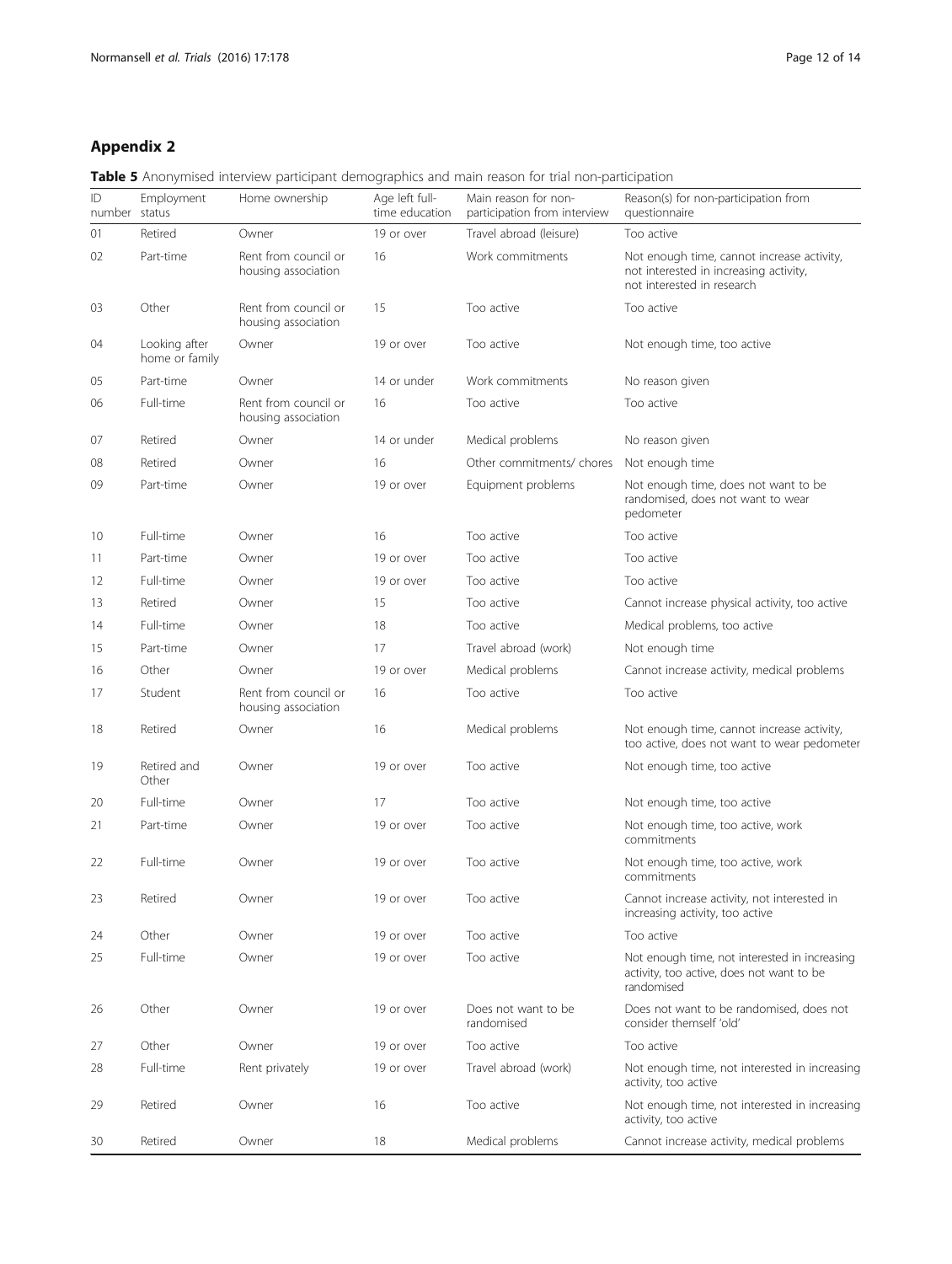## Appendix 2

**Table 5** Anonymised interview participant demographics and main reason for trial non-participation

| ID number | Employment status | Home ownership | Age left full-time education | Main reason for non-participation from interview | Reason(s) for non-participation from questionnaire |
|---|---|---|---|---|---|
| 01 | Retired | Owner | 19 or over | Travel abroad (leisure) | Too active |
| 02 | Part-time | Rent from council or housing association | 16 | Work commitments | Not enough time, cannot increase activity, not interested in increasing activity, not interested in research |
| 03 | Other | Rent from council or housing association | 15 | Too active | Too active |
| 04 | Looking after home or family | Owner | 19 or over | Too active | Not enough time, too active |
| 05 | Part-time | Owner | 14 or under | Work commitments | No reason given |
| 06 | Full-time | Rent from council or housing association | 16 | Too active | Too active |
| 07 | Retired | Owner | 14 or under | Medical problems | No reason given |
| 08 | Retired | Owner | 16 | Other commitments/ chores | Not enough time |
| 09 | Part-time | Owner | 19 or over | Equipment problems | Not enough time, does not want to be randomised, does not want to wear pedometer |
| 10 | Full-time | Owner | 16 | Too active | Too active |
| 11 | Part-time | Owner | 19 or over | Too active | Too active |
| 12 | Full-time | Owner | 19 or over | Too active | Too active |
| 13 | Retired | Owner | 15 | Too active | Cannot increase physical activity, too active |
| 14 | Full-time | Owner | 18 | Too active | Medical problems, too active |
| 15 | Part-time | Owner | 17 | Travel abroad (work) | Not enough time |
| 16 | Other | Owner | 19 or over | Medical problems | Cannot increase activity, medical problems |
| 17 | Student | Rent from council or housing association | 16 | Too active | Too active |
| 18 | Retired | Owner | 16 | Medical problems | Not enough time, cannot increase activity, too active, does not want to wear pedometer |
| 19 | Retired and Other | Owner | 19 or over | Too active | Not enough time, too active |
| 20 | Full-time | Owner | 17 | Too active | Not enough time, too active |
| 21 | Part-time | Owner | 19 or over | Too active | Not enough time, too active, work commitments |
| 22 | Full-time | Owner | 19 or over | Too active | Not enough time, too active, work commitments |
| 23 | Retired | Owner | 19 or over | Too active | Cannot increase activity, not interested in increasing activity, too active |
| 24 | Other | Owner | 19 or over | Too active | Too active |
| 25 | Full-time | Owner | 19 or over | Too active | Not enough time, not interested in increasing activity, too active, does not want to be randomised |
| 26 | Other | Owner | 19 or over | Does not want to be randomised | Does not want to be randomised, does not consider themself 'old' |
| 27 | Other | Owner | 19 or over | Too active | Too active |
| 28 | Full-time | Rent privately | 19 or over | Travel abroad (work) | Not enough time, not interested in increasing activity, too active |
| 29 | Retired | Owner | 16 | Too active | Not enough time, not interested in increasing activity, too active |
| 30 | Retired | Owner | 18 | Medical problems | Cannot increase activity, medical problems |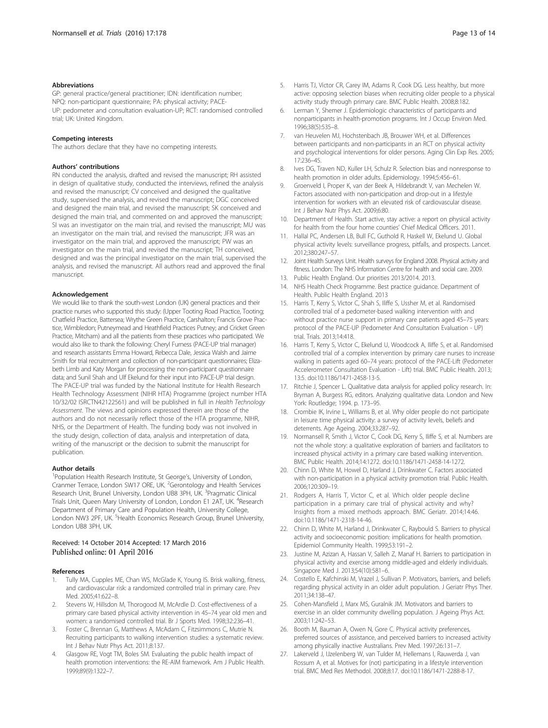### Abbreviations

GP: general practice/general practitioner; IDN: identification number; NPQ: non-participant questionnaire; PA: physical activity; PACE-UP: pedometer and consultation evaluation-UP; RCT: randomised controlled trial; UK: United Kingdom.

### Competing interests

The authors declare that they have no competing interests.

### Authors' contributions

RN conducted the analysis, drafted and revised the manuscript; RH assisted in design of qualitative study, conducted the interviews, refined the analysis and revised the manuscript; CV conceived and designed the qualitative study, supervised the analysis, and revised the manuscript; DGC conceived and designed the main trial, and revised the manuscript; SK conceived and designed the main trial, and commented on and approved the manuscript; SI was an investigator on the main trial, and revised the manuscript; MU was an investigator on the main trial, and revised the manuscript; JFR was an investigator on the main trial, and approved the manuscript; PW was an investigator on the main trial, and revised the manuscript; TH conceived, designed and was the principal investigator on the main trial, supervised the analysis, and revised the manuscript. All authors read and approved the final manuscript.

### Acknowledgement

We would like to thank the south-west London (UK) general practices and their practice nurses who supported this study: (Upper Tooting Road Practice, Tooting; Chatfield Practice, Battersea; Wrythe Green Practice, Carshalton; Francis Grove Practice, Wimbledon; Putneymead and Heathfield Practices Putney; and Cricket Green Practice, Mitcham) and all the patients from these practices who participated. We would also like to thank the following: Cheryl Furness (PACE-UP trial manager) and research assistants Emma Howard, Rebecca Dale, Jessica Walsh and Jaime Smith for trial recruitment and collection of non-participant questionnaires; Elizabeth Limb and Katy Morgan for processing the non-participant questionnaire data; and Sunil Shah and Ulf Ekelund for their input into PACE-UP trial design. The PACE-UP trial was funded by the National Institute for Health Research Health Technology Assessment (NIHR HTA) Programme (project number HTA 10/32/02 ISRCTN42122561) and will be published in full in *Health Technology Assessment*. The views and opinions expressed therein are those of the authors and do not necessarily reflect those of the HTA programme, NIHR, NHS, or the Department of Health. The funding body was not involved in the study design, collection of data, analysis and interpretation of data, writing of the manuscript or the decision to submit the manuscript for publication.

### Author details

[1]Population Health Research Institute, St George's, University of London, Cranmer Terrace, London SW17 ORE, UK. [2]Gerontology and Health Services Research Unit, Brunel University, London UB8 3PH, UK. [3]Pragmatic Clinical Trials Unit, Queen Mary University of London, London E1 2AT, UK. [4]Research Department of Primary Care and Population Health, University College, London NW3 2PF, UK. [5]Health Economics Research Group, Brunel University, London UB8 3PH, UK.

Received: 14 October 2014 Accepted: 17 March 2016
Published online: 01 April 2016

### References

1. Tully MA, Cupples ME, Chan WS, McGlade K, Young IS. Brisk walking, fitness, and cardiovascular risk: a randomized controlled trial in primary care. Prev Med. 2005;41:622–8.
2. Stevens W, Hillsdon M, Thorogood M, McArdle D. Cost-effectiveness of a primary care based physical activity intervention in 45–74 year old men and women: a randomised controlled trial. Br J Sports Med. 1998;32:236–41.
3. Foster C, Brennan G, Matthews A, McAdam C, Fitzsimmons C, Mutrie N. Recruiting participants to walking intervention studies: a systematic review. Int J Behav Nutr Phys Act. 2011;8:137.
4. Glasgow RE, Vogt TM, Boles SM. Evaluating the public health impact of health promotion interventions: the RE-AIM framework. Am J Public Health. 1999;89(9):1322–7.
5. Harris TJ, Victor CR, Carey IM, Adams R, Cook DG. Less healthy, but more active: opposing selection biases when recruiting older people to a physical activity study through primary care. BMC Public Health. 2008;8:182.
6. Lerman Y, Shemer J. Epidemiologic characteristics of participants and nonparticipants in health-promotion programs. Int J Occup Environ Med. 1996;38(5):535–8.
7. van Heuvelen MJ, Hochstenbach JB, Brouwer WH, et al. Differences between participants and non-participants in an RCT on physical activity and psychological interventions for older persons. Aging Clin Exp Res. 2005; 17:236–45.
8. Ives DG, Traven ND, Kuller LH, Schulz R. Selection bias and nonresponse to health promotion in older adults. Epidemiology. 1994;5:456–61.
9. Groenveld I, Proper K, van der Beek A, Hildebrandt V, van Mechelen W. Factors associated with non-participation and drop-out in a lifestyle intervention for workers with an elevated risk of cardiovascular disease. Int J Behav Nutr Phys Act. 2009;6:80.
10. Department of Health. Start active, stay active: a report on physical activity for health from the four home counties' Chief Medical Officers. 2011.
11. Hallal PC, Andersen LB, Bull FC, Guthold R, Haskell W, Ekelund U. Global physical activity levels: surveillance progress, pitfalls, and prospects. Lancet. 2012;380:247–57.
12. Joint Health Surveys Unit. Health surveys for England 2008. Physical activity and fitness. London: The NHS Information Centre for health and social care. 2009.
13. Public Health England. Our priorities 2013/2014. 2013.
14. NHS Health Check Programme. Best practice guidance. Department of Health. Public Health England. 2013
15. Harris T, Kerry S, Victor C, Shah S, Iliffe S, Ussher M, et al. Randomised controlled trial of a pedometer-based walking intervention with and without practice nurse support in primary care patients aged 45–75 years: protocol of the PACE-UP (Pedometer And Consultation Evaluation - UP) trial. Trials. 2013;14:418.
16. Harris T, Kerry S, Victor C, Ekelund U, Woodcock A, Iliffe S, et al. Randomised controlled trial of a complex intervention by primary care nurses to increase walking in patients aged 60–74 years: protocol of the PACE-Lift (Pedometer Accelerometer Consultation Evaluation - Lift) trial. BMC Public Health. 2013; 13:5. doi:10.1186/1471-2458-13-5.
17. Ritchie J, Spencer L. Qualitative data analysis for applied policy research. In: Bryman A, Burgess RG, editors. Analyzing qualitative data. London and New York: Routledge; 1994. p. 173–95.
18. Crombie IK, Irvine L, Williams B, et al. Why older people do not participate in leisure time physical activity: a survey of activity levels, beliefs and deterrents. Age Ageing. 2004;33:287–92.
19. Normansell R, Smith J, Victor C, Cook DG, Kerry S, Iliffe S, et al. Numbers are not the whole story: a qualitative exploration of barriers and facilitators to increased physical activity in a primary care based walking intervention. BMC Public Health. 2014;14:1272. doi:10.1186/1471-2458-14-1272.
20. Chinn D, White M, Howel D, Harland J, Drinkwater C. Factors associated with non-participation in a physical activity promotion trial. Public Health. 2006;120:309–19.
21. Rodgers A, Harris T, Victor C, et al. Which older people decline participation in a primary care trial of physical activity and why? Insights from a mixed methods approach. BMC Geriatr. 2014;14:46. doi:10.1186/1471-2318-14-46.
22. Chinn D, White M, Harland J, Drinkwater C, Raybould S. Barriers to physical activity and socioeconomic position: implications for health promotion. Epidemiol Community Health. 1999;53:191–2.
23. Justine M, Azizan A, Hassan V, Salleh Z, Manaf H. Barriers to participation in physical activity and exercise among middle-aged and elderly individuals. Singapore Med J. 2013;54(10):581–6.
24. Costello E, Kafchinski M, Vrazel J, Sullivan P. Motivators, barriers, and beliefs regarding physical activity in an older adult population. J Geriatr Phys Ther. 2011;34:138–47.
25. Cohen-Mansfield J, Marx MS, Guralnik JM. Motivators and barriers to exercise in an older community dwelling population. J Ageing Phys Act. 2003;11:242–53.
26. Booth M, Bauman A, Owen N, Gore C. Physical activity preferences, preferred sources of assistance, and perceived barriers to increased activity among physically inactive Australians. Prev Med. 1997;26:131–7.
27. Lakerveld J, IJzelenberg W, van Tulder M, Hellemans I, Rauwerda J, van Rossum A, et al. Motives for (not) participating in a lifestyle intervention trial. BMC Med Res Methodol. 2008;8:17. doi:10.1186/1471-2288-8-17.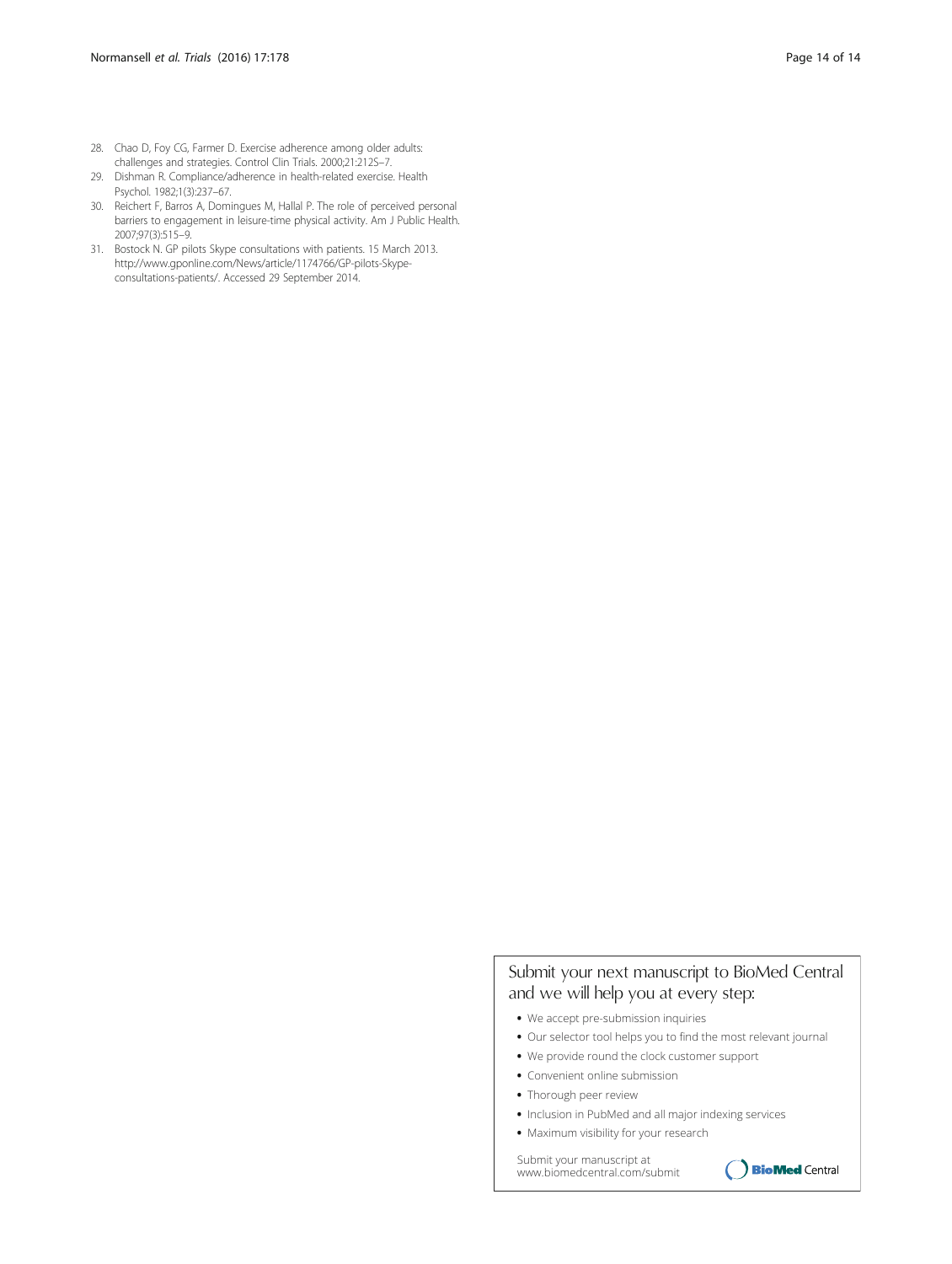28. Chao D, Foy CG, Farmer D. Exercise adherence among older adults: challenges and strategies. Control Clin Trials. 2000;21:212S–7.
29. Dishman R. Compliance/adherence in health-related exercise. Health Psychol. 1982;1(3):237–67.
30. Reichert F, Barros A, Domingues M, Hallal P. The role of perceived personal barriers to engagement in leisure-time physical activity. Am J Public Health. 2007;97(3):515–9.
31. Bostock N. GP pilots Skype consultations with patients. 15 March 2013. http://www.gponline.com/News/article/1174766/GP-pilots-Skype-consultations-patients/. Accessed 29 September 2014.

Submit your next manuscript to BioMed Central and we will help you at every step:

- We accept pre-submission inquiries
- Our selector tool helps you to find the most relevant journal
- We provide round the clock customer support
- Convenient online submission
- Thorough peer review
- Inclusion in PubMed and all major indexing services
- Maximum visibility for your research

Submit your manuscript at www.biomedcentral.com/submit

BioMed Central